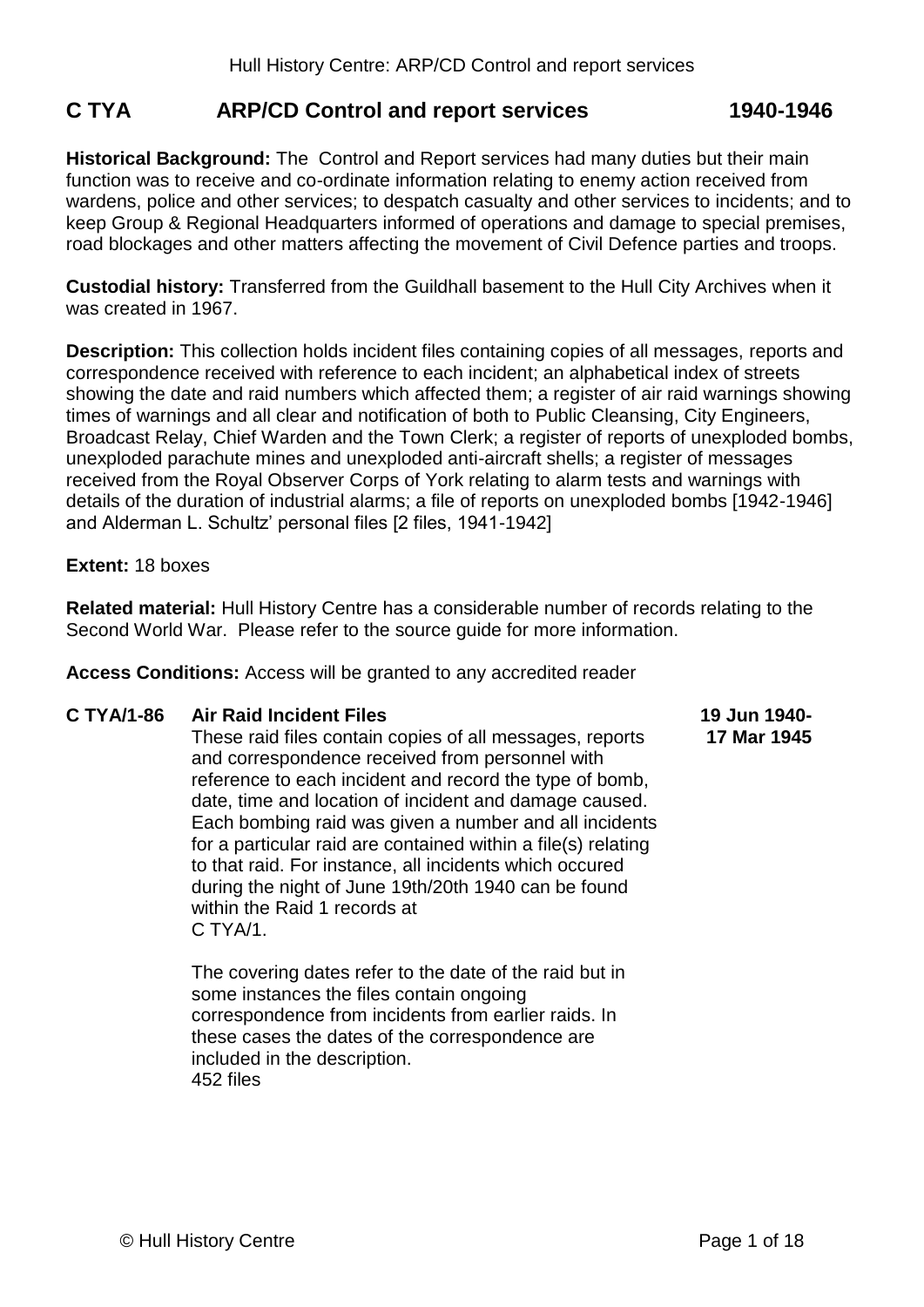# C TYA ARP/CD Control and report services 1940-1946

**Historical Background:** The Control and Report services had many duties but their main function was to receive and co-ordinate information relating to enemy action received from wardens, police and other services; to despatch casualty and other services to incidents; and to keep Group & Regional Headquarters informed of operations and damage to special premises, road blockages and other matters affecting the movement of Civil Defence parties and troops.

**Custodial history:** Transferred from the Guildhall basement to the Hull City Archives when it was created in 1967.

**Description:** This collection holds incident files containing copies of all messages, reports and correspondence received with reference to each incident; an alphabetical index of streets showing the date and raid numbers which affected them; a register of air raid warnings showing times of warnings and all clear and notification of both to Public Cleansing, City Engineers, Broadcast Relay, Chief Warden and the Town Clerk; a register of reports of unexploded bombs, unexploded parachute mines and unexploded anti-aircraft shells; a register of messages received from the Royal Observer Corps of York relating to alarm tests and warnings with details of the duration of industrial alarms; a file of reports on unexploded bombs [1942-1946] and Alderman L. Schultz' personal files [2 files, 1941-1942]

**Extent:** 18 boxes

**Related material:** Hull History Centre has a considerable number of records relating to the Second World War. Please refer to the source guide for more information.

**Access Conditions:** Access will be granted to any accredited reader

**C TYA/1-86 Air Raid Incident Files** **19 Jun 1940-17 Mar 1945**

These raid files contain copies of all messages, reports and correspondence received from personnel with reference to each incident and record the type of bomb, date, time and location of incident and damage caused. Each bombing raid was given a number and all incidents for a particular raid are contained within a file(s) relating to that raid. For instance, all incidents which occured during the night of June 19th/20th 1940 can be found within the Raid 1 records at C TYA/1.

The covering dates refer to the date of the raid but in some instances the files contain ongoing correspondence from incidents from earlier raids. In these cases the dates of the correspondence are included in the description.

452 files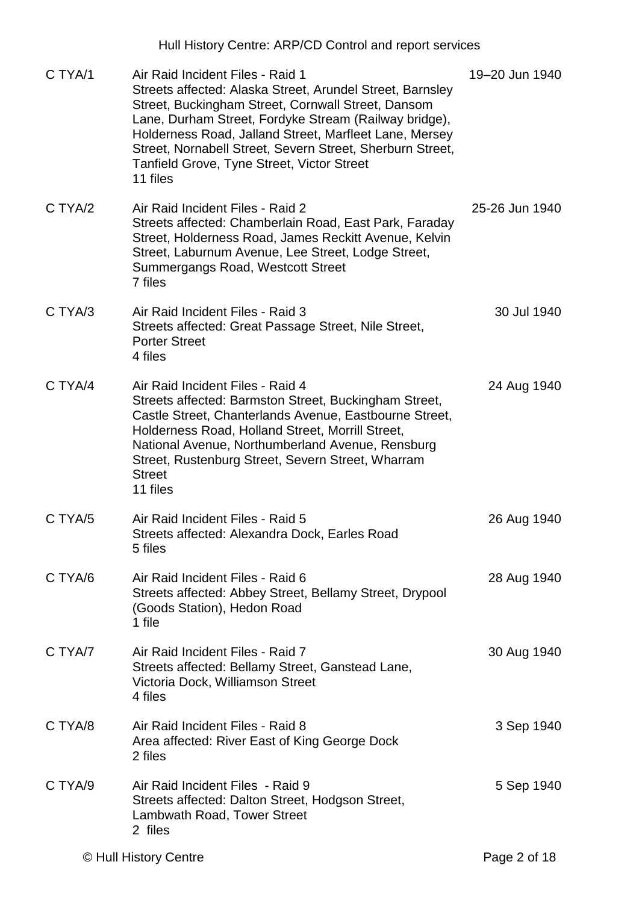| Reference | Description | Date |
|---|---|---|
| C TYA/1 | Air Raid Incident Files - Raid 1<br>Streets affected: Alaska Street, Arundel Street, Barnsley Street, Buckingham Street, Cornwall Street, Dansom Lane, Durham Street, Fordyke Stream (Railway bridge), Holderness Road, Jalland Street, Marfleet Lane, Mersey Street, Nornabell Street, Severn Street, Sherburn Street, Tanfield Grove, Tyne Street, Victor Street<br>11 files | 19–20 Jun 1940 |
| C TYA/2 | Air Raid Incident Files - Raid 2<br>Streets affected: Chamberlain Road, East Park, Faraday Street, Holderness Road, James Reckitt Avenue, Kelvin Street, Laburnum Avenue, Lee Street, Lodge Street, Summergangs Road, Westcott Street<br>7 files | 25-26 Jun 1940 |
| C TYA/3 | Air Raid Incident Files - Raid 3<br>Streets affected: Great Passage Street, Nile Street, Porter Street<br>4 files | 30 Jul 1940 |
| C TYA/4 | Air Raid Incident Files - Raid 4<br>Streets affected: Barmston Street, Buckingham Street, Castle Street, Chanterlands Avenue, Eastbourne Street, Holderness Road, Holland Street, Morrill Street, National Avenue, Northumberland Avenue, Rensburg Street, Rustenburg Street, Severn Street, Wharram Street<br>11 files | 24 Aug 1940 |
| C TYA/5 | Air Raid Incident Files - Raid 5<br>Streets affected: Alexandra Dock, Earles Road<br>5 files | 26 Aug 1940 |
| C TYA/6 | Air Raid Incident Files - Raid 6<br>Streets affected: Abbey Street, Bellamy Street, Drypool (Goods Station), Hedon Road<br>1 file | 28 Aug 1940 |
| C TYA/7 | Air Raid Incident Files - Raid 7<br>Streets affected: Bellamy Street, Ganstead Lane, Victoria Dock, Williamson Street<br>4 files | 30 Aug 1940 |
| C TYA/8 | Air Raid Incident Files - Raid 8<br>Area affected: River East of King George Dock<br>2 files | 3 Sep 1940 |
| C TYA/9 | Air Raid Incident Files - Raid 9<br>Streets affected: Dalton Street, Hodgson Street, Lambwath Road, Tower Street<br>2 files | 5 Sep 1940 |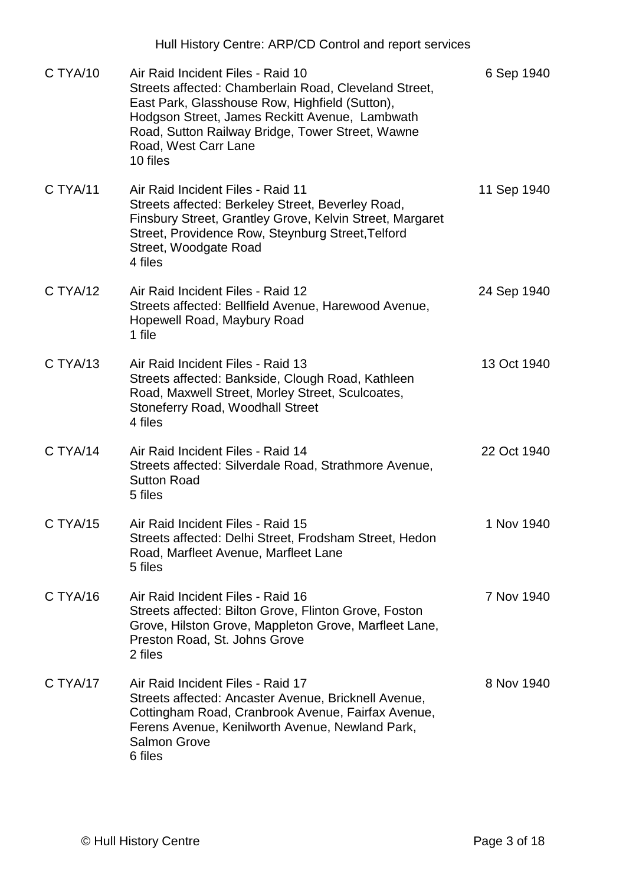| | | |
|---|---|---|
| C TYA/10 | Air Raid Incident Files - Raid 10<br>Streets affected: Chamberlain Road, Cleveland Street, East Park, Glasshouse Row, Highfield (Sutton), Hodgson Street, James Reckitt Avenue, Lambwath Road, Sutton Railway Bridge, Tower Street, Wawne Road, West Carr Lane<br>10 files | 6 Sep 1940 |
| C TYA/11 | Air Raid Incident Files - Raid 11<br>Streets affected: Berkeley Street, Beverley Road, Finsbury Street, Grantley Grove, Kelvin Street, Margaret Street, Providence Row, Steynburg Street,Telford Street, Woodgate Road<br>4 files | 11 Sep 1940 |
| C TYA/12 | Air Raid Incident Files - Raid 12<br>Streets affected: Bellfield Avenue, Harewood Avenue, Hopewell Road, Maybury Road<br>1 file | 24 Sep 1940 |
| C TYA/13 | Air Raid Incident Files - Raid 13<br>Streets affected: Bankside, Clough Road, Kathleen Road, Maxwell Street, Morley Street, Sculcoates, Stoneferry Road, Woodhall Street<br>4 files | 13 Oct 1940 |
| C TYA/14 | Air Raid Incident Files - Raid 14<br>Streets affected: Silverdale Road, Strathmore Avenue, Sutton Road<br>5 files | 22 Oct 1940 |
| C TYA/15 | Air Raid Incident Files - Raid 15<br>Streets affected: Delhi Street, Frodsham Street, Hedon Road, Marfleet Avenue, Marfleet Lane<br>5 files | 1 Nov 1940 |
| C TYA/16 | Air Raid Incident Files - Raid 16<br>Streets affected: Bilton Grove, Flinton Grove, Foston Grove, Hilston Grove, Mappleton Grove, Marfleet Lane, Preston Road, St. Johns Grove<br>2 files | 7 Nov 1940 |
| C TYA/17 | Air Raid Incident Files - Raid 17<br>Streets affected: Ancaster Avenue, Bricknell Avenue, Cottingham Road, Cranbrook Avenue, Fairfax Avenue, Ferens Avenue, Kenilworth Avenue, Newland Park, Salmon Grove<br>6 files | 8 Nov 1940 |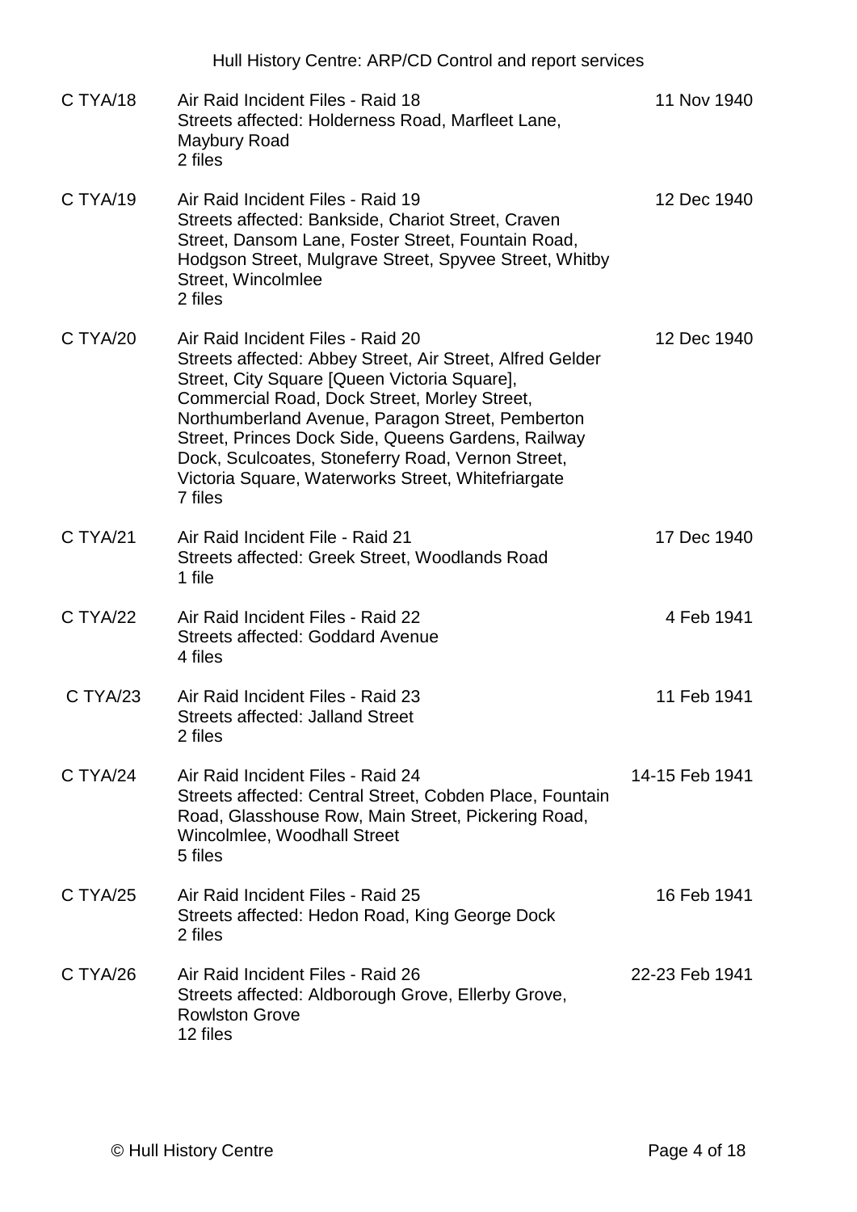| Reference | Description | Date |
|---|---|---|
| C TYA/18 | Air Raid Incident Files - Raid 18<br>Streets affected: Holderness Road, Marfleet Lane, Maybury Road<br>2 files | 11 Nov 1940 |
| C TYA/19 | Air Raid Incident Files - Raid 19<br>Streets affected: Bankside, Chariot Street, Craven Street, Dansom Lane, Foster Street, Fountain Road, Hodgson Street, Mulgrave Street, Spyvee Street, Whitby Street, Wincolmlee<br>2 files | 12 Dec 1940 |
| C TYA/20 | Air Raid Incident Files - Raid 20<br>Streets affected: Abbey Street, Air Street, Alfred Gelder Street, City Square [Queen Victoria Square], Commercial Road, Dock Street, Morley Street, Northumberland Avenue, Paragon Street, Pemberton Street, Princes Dock Side, Queens Gardens, Railway Dock, Sculcoates, Stoneferry Road, Vernon Street, Victoria Square, Waterworks Street, Whitefriargate<br>7 files | 12 Dec 1940 |
| C TYA/21 | Air Raid Incident File - Raid 21<br>Streets affected: Greek Street, Woodlands Road<br>1 file | 17 Dec 1940 |
| C TYA/22 | Air Raid Incident Files - Raid 22<br>Streets affected: Goddard Avenue<br>4 files | 4 Feb 1941 |
| C TYA/23 | Air Raid Incident Files - Raid 23<br>Streets affected: Jalland Street<br>2 files | 11 Feb 1941 |
| C TYA/24 | Air Raid Incident Files - Raid 24<br>Streets affected: Central Street, Cobden Place, Fountain Road, Glasshouse Row, Main Street, Pickering Road, Wincolmlee, Woodhall Street<br>5 files | 14-15 Feb 1941 |
| C TYA/25 | Air Raid Incident Files - Raid 25<br>Streets affected: Hedon Road, King George Dock<br>2 files | 16 Feb 1941 |
| C TYA/26 | Air Raid Incident Files - Raid 26<br>Streets affected: Aldborough Grove, Ellerby Grove, Rowlston Grove<br>12 files | 22-23 Feb 1941 |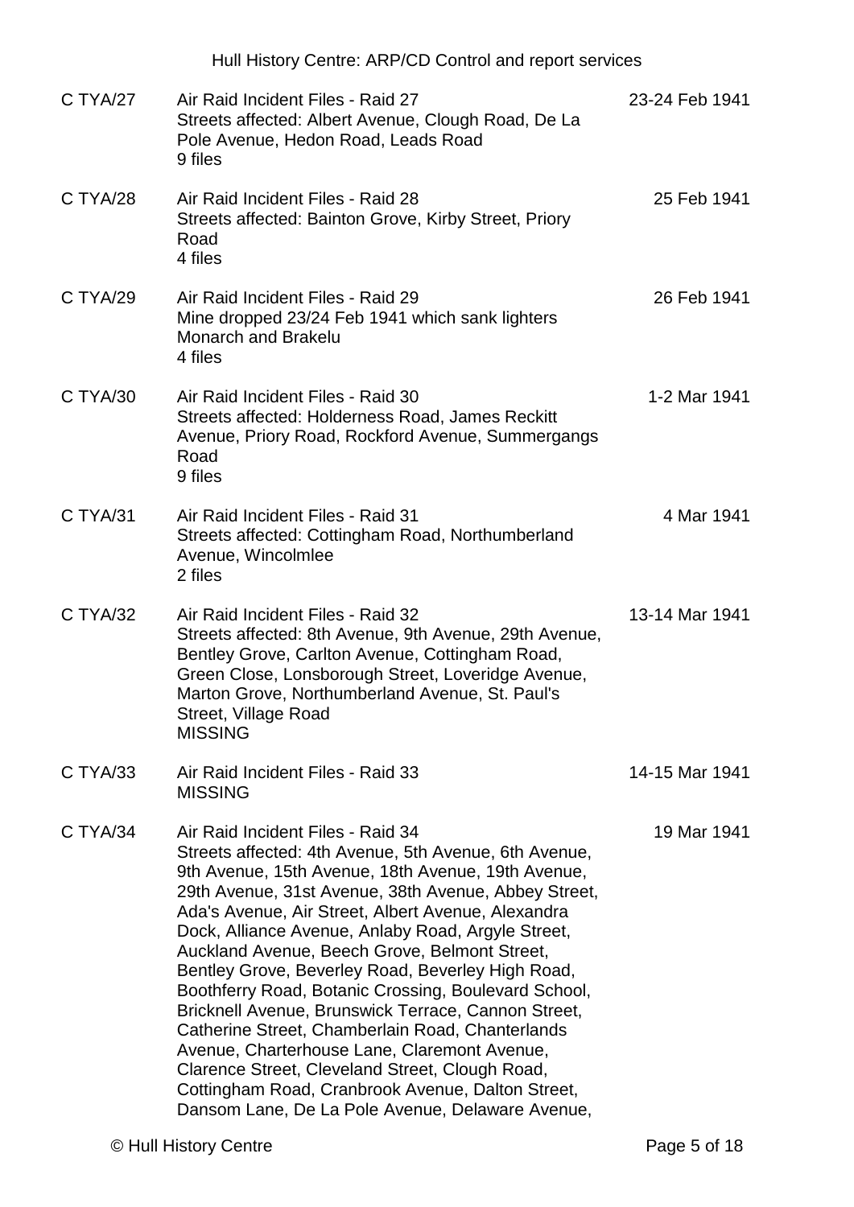| | | |
|---|---|---|
| C TYA/27 | Air Raid Incident Files - Raid 27<br>Streets affected: Albert Avenue, Clough Road, De La Pole Avenue, Hedon Road, Leads Road<br>9 files | 23-24 Feb 1941 |
| C TYA/28 | Air Raid Incident Files - Raid 28<br>Streets affected: Bainton Grove, Kirby Street, Priory Road<br>4 files | 25 Feb 1941 |
| C TYA/29 | Air Raid Incident Files - Raid 29<br>Mine dropped 23/24 Feb 1941 which sank lighters Monarch and Brakelu<br>4 files | 26 Feb 1941 |
| C TYA/30 | Air Raid Incident Files - Raid 30<br>Streets affected: Holderness Road, James Reckitt Avenue, Priory Road, Rockford Avenue, Summergangs Road<br>9 files | 1-2 Mar 1941 |
| C TYA/31 | Air Raid Incident Files - Raid 31<br>Streets affected: Cottingham Road, Northumberland Avenue, Wincolmlee<br>2 files | 4 Mar 1941 |
| C TYA/32 | Air Raid Incident Files - Raid 32<br>Streets affected: 8th Avenue, 9th Avenue, 29th Avenue, Bentley Grove, Carlton Avenue, Cottingham Road, Green Close, Lonsborough Street, Loveridge Avenue, Marton Grove, Northumberland Avenue, St. Paul's Street, Village Road<br>MISSING | 13-14 Mar 1941 |
| C TYA/33 | Air Raid Incident Files - Raid 33<br>MISSING | 14-15 Mar 1941 |
| C TYA/34 | Air Raid Incident Files - Raid 34<br>Streets affected: 4th Avenue, 5th Avenue, 6th Avenue, 9th Avenue, 15th Avenue, 18th Avenue, 19th Avenue, 29th Avenue, 31st Avenue, 38th Avenue, Abbey Street, Ada's Avenue, Air Street, Albert Avenue, Alexandra Dock, Alliance Avenue, Anlaby Road, Argyle Street, Auckland Avenue, Beech Grove, Belmont Street, Bentley Grove, Beverley Road, Beverley High Road, Boothferry Road, Botanic Crossing, Boulevard School, Bricknell Avenue, Brunswick Terrace, Cannon Street, Catherine Street, Chamberlain Road, Chanterlands Avenue, Charterhouse Lane, Claremont Avenue, Clarence Street, Cleveland Street, Clough Road, Cottingham Road, Cranbrook Avenue, Dalton Street, Dansom Lane, De La Pole Avenue, Delaware Avenue, | 19 Mar 1941 |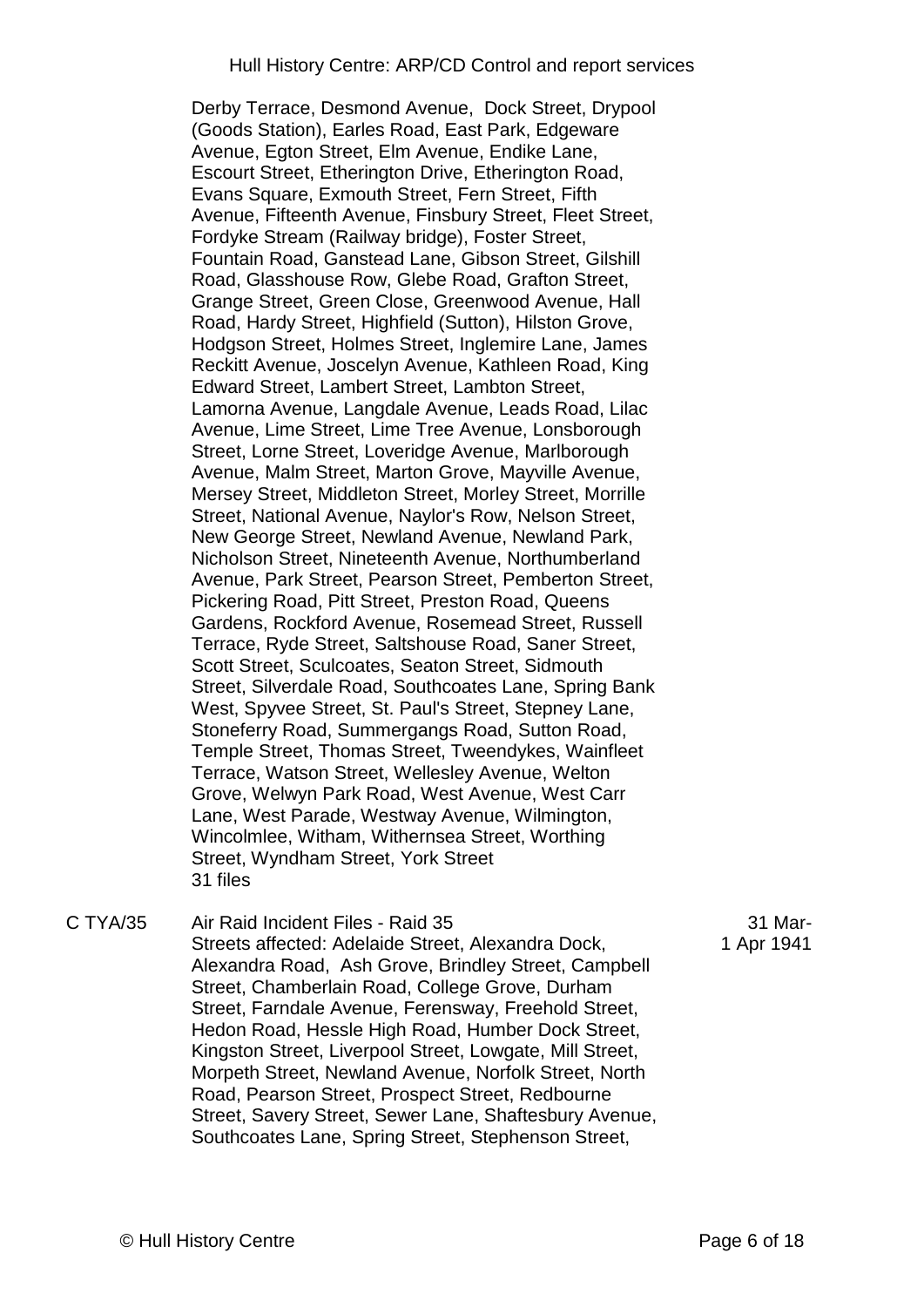Derby Terrace, Desmond Avenue, Dock Street, Drypool (Goods Station), Earles Road, East Park, Edgeware Avenue, Egton Street, Elm Avenue, Endike Lane, Escourt Street, Etherington Drive, Etherington Road, Evans Square, Exmouth Street, Fern Street, Fifth Avenue, Fifteenth Avenue, Finsbury Street, Fleet Street, Fordyke Stream (Railway bridge), Foster Street, Fountain Road, Ganstead Lane, Gibson Street, Gilshill Road, Glasshouse Row, Glebe Road, Grafton Street, Grange Street, Green Close, Greenwood Avenue, Hall Road, Hardy Street, Highfield (Sutton), Hilston Grove, Hodgson Street, Holmes Street, Inglemire Lane, James Reckitt Avenue, Joscelyn Avenue, Kathleen Road, King Edward Street, Lambert Street, Lambton Street, Lamorna Avenue, Langdale Avenue, Leads Road, Lilac Avenue, Lime Street, Lime Tree Avenue, Lonsborough Street, Lorne Street, Loveridge Avenue, Marlborough Avenue, Malm Street, Marton Grove, Mayville Avenue, Mersey Street, Middleton Street, Morley Street, Morrille Street, National Avenue, Naylor's Row, Nelson Street, New George Street, Newland Avenue, Newland Park, Nicholson Street, Nineteenth Avenue, Northumberland Avenue, Park Street, Pearson Street, Pemberton Street, Pickering Road, Pitt Street, Preston Road, Queens Gardens, Rockford Avenue, Rosemead Street, Russell Terrace, Ryde Street, Saltshouse Road, Saner Street, Scott Street, Sculcoates, Seaton Street, Sidmouth Street, Silverdale Road, Southcoates Lane, Spring Bank West, Spyvee Street, St. Paul's Street, Stepney Lane, Stoneferry Road, Summergangs Road, Sutton Road, Temple Street, Thomas Street, Tweendykes, Wainfleet Terrace, Watson Street, Wellesley Avenue, Welton Grove, Welwyn Park Road, West Avenue, West Carr Lane, West Parade, Westway Avenue, Wilmington, Wincolmlee, Witham, Withernsea Street, Worthing Street, Wyndham Street, York Street
31 files

| | | |
|---|---|---|
| C TYA/35 | Air Raid Incident Files - Raid 35<br>Streets affected: Adelaide Street, Alexandra Dock, Alexandra Road, Ash Grove, Brindley Street, Campbell Street, Chamberlain Road, College Grove, Durham Street, Farndale Avenue, Ferensway, Freehold Street, Hedon Road, Hessle High Road, Humber Dock Street, Kingston Street, Liverpool Street, Lowgate, Mill Street, Morpeth Street, Newland Avenue, Norfolk Street, North Road, Pearson Street, Prospect Street, Redbourne Street, Savery Street, Sewer Lane, Shaftesbury Avenue, Southcoates Lane, Spring Street, Stephenson Street, | 31 Mar-1 Apr 1941 |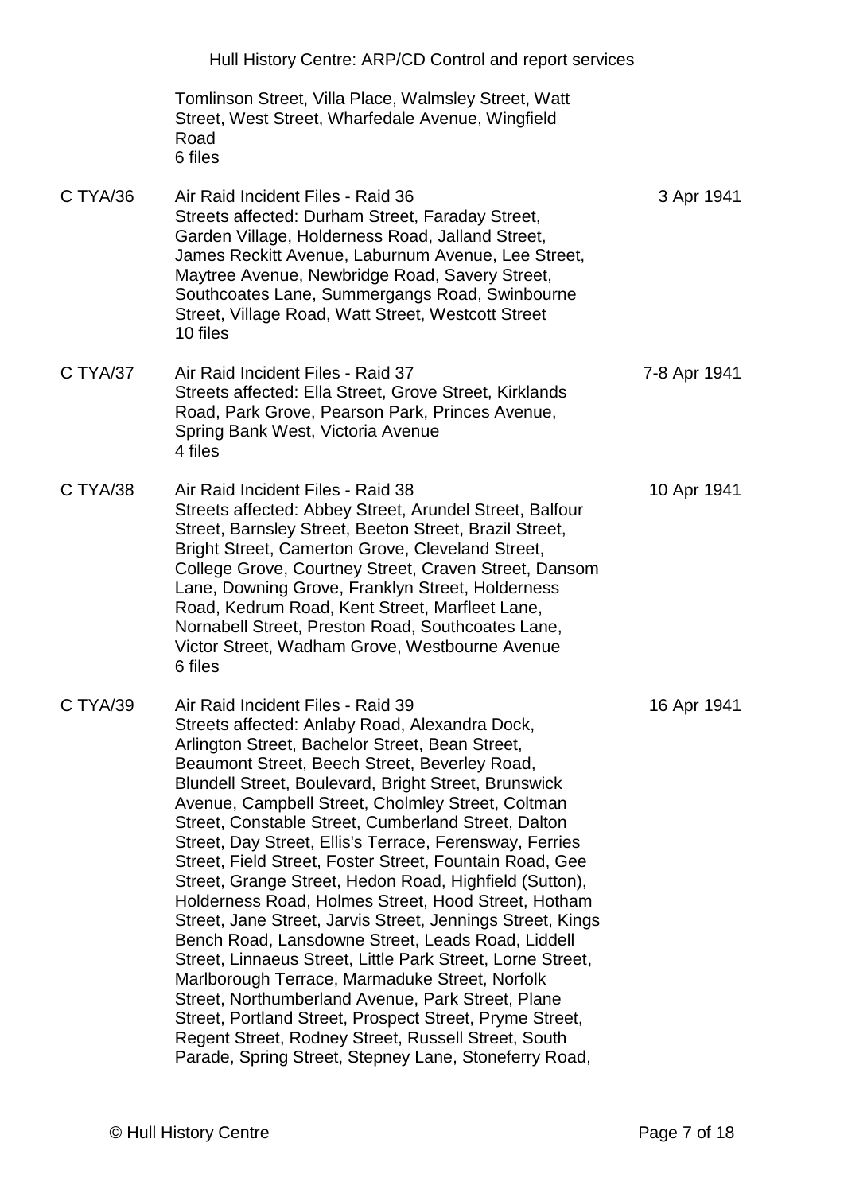| | | |
|---|---|---|
| | Tomlinson Street, Villa Place, Walmsley Street, Watt Street, West Street, Wharfedale Avenue, Wingfield Road<br>6 files | |
| C TYA/36 | Air Raid Incident Files - Raid 36<br>Streets affected: Durham Street, Faraday Street, Garden Village, Holderness Road, Jalland Street, James Reckitt Avenue, Laburnum Avenue, Lee Street, Maytree Avenue, Newbridge Road, Savery Street, Southcoates Lane, Summergangs Road, Swinbourne Street, Village Road, Watt Street, Westcott Street<br>10 files | 3 Apr 1941 |
| C TYA/37 | Air Raid Incident Files - Raid 37<br>Streets affected: Ella Street, Grove Street, Kirklands Road, Park Grove, Pearson Park, Princes Avenue, Spring Bank West, Victoria Avenue<br>4 files | 7-8 Apr 1941 |
| C TYA/38 | Air Raid Incident Files - Raid 38<br>Streets affected: Abbey Street, Arundel Street, Balfour Street, Barnsley Street, Beeton Street, Brazil Street, Bright Street, Camerton Grove, Cleveland Street, College Grove, Courtney Street, Craven Street, Dansom Lane, Downing Grove, Franklyn Street, Holderness Road, Kedrum Road, Kent Street, Marfleet Lane, Nornabell Street, Preston Road, Southcoates Lane, Victor Street, Wadham Grove, Westbourne Avenue<br>6 files | 10 Apr 1941 |
| C TYA/39 | Air Raid Incident Files - Raid 39<br>Streets affected: Anlaby Road, Alexandra Dock, Arlington Street, Bachelor Street, Bean Street, Beaumont Street, Beech Street, Beverley Road, Blundell Street, Boulevard, Bright Street, Brunswick Avenue, Campbell Street, Cholmley Street, Coltman Street, Constable Street, Cumberland Street, Dalton Street, Day Street, Ellis's Terrace, Ferensway, Ferries Street, Field Street, Foster Street, Fountain Road, Gee Street, Grange Street, Hedon Road, Highfield (Sutton), Holderness Road, Holmes Street, Hood Street, Hotham Street, Jane Street, Jarvis Street, Jennings Street, Kings Bench Road, Lansdowne Street, Leads Road, Liddell Street, Linnaeus Street, Little Park Street, Lorne Street, Marlborough Terrace, Marmaduke Street, Norfolk Street, Northumberland Avenue, Park Street, Plane Street, Portland Street, Prospect Street, Pryme Street, Regent Street, Rodney Street, Russell Street, South Parade, Spring Street, Stepney Lane, Stoneferry Road, | 16 Apr 1941 |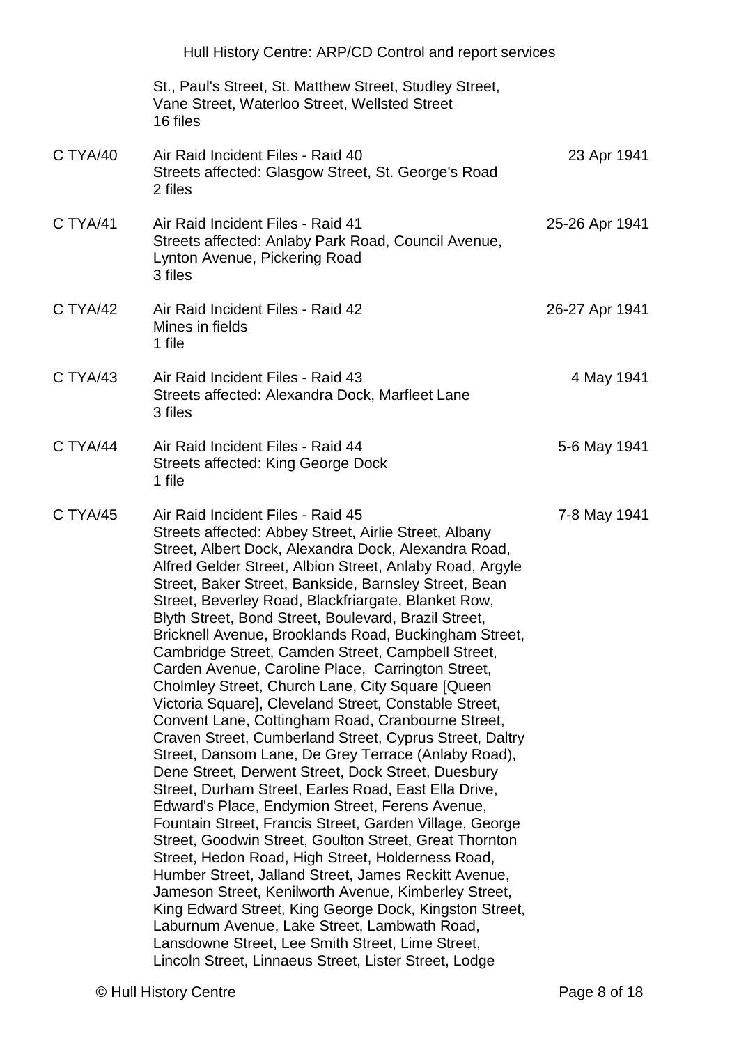St., Paul's Street, St. Matthew Street, Studley Street, Vane Street, Waterloo Street, Wellsted Street
16 files

| | | |
|---|---|---|
| C TYA/40 | Air Raid Incident Files - Raid 40<br>Streets affected: Glasgow Street, St. George's Road<br>2 files | 23 Apr 1941 |
| C TYA/41 | Air Raid Incident Files - Raid 41<br>Streets affected: Anlaby Park Road, Council Avenue, Lynton Avenue, Pickering Road<br>3 files | 25-26 Apr 1941 |
| C TYA/42 | Air Raid Incident Files - Raid 42<br>Mines in fields<br>1 file | 26-27 Apr 1941 |
| C TYA/43 | Air Raid Incident Files - Raid 43<br>Streets affected: Alexandra Dock, Marfleet Lane<br>3 files | 4 May 1941 |
| C TYA/44 | Air Raid Incident Files - Raid 44<br>Streets affected: King George Dock<br>1 file | 5-6 May 1941 |
| C TYA/45 | Air Raid Incident Files - Raid 45<br>Streets affected: Abbey Street, Airlie Street, Albany Street, Albert Dock, Alexandra Dock, Alexandra Road, Alfred Gelder Street, Albion Street, Anlaby Road, Argyle Street, Baker Street, Bankside, Barnsley Street, Bean Street, Beverley Road, Blackfriargate, Blanket Row, Blyth Street, Bond Street, Boulevard, Brazil Street, Bricknell Avenue, Brooklands Road, Buckingham Street, Cambridge Street, Camden Street, Campbell Street, Carden Avenue, Caroline Place, Carrington Street, Cholmley Street, Church Lane, City Square [Queen Victoria Square], Cleveland Street, Constable Street, Convent Lane, Cottingham Road, Cranbourne Street, Craven Street, Cumberland Street, Cyprus Street, Daltry Street, Dansom Lane, De Grey Terrace (Anlaby Road), Dene Street, Derwent Street, Dock Street, Duesbury Street, Durham Street, Earles Road, East Ella Drive, Edward's Place, Endymion Street, Ferens Avenue, Fountain Street, Francis Street, Garden Village, George Street, Goodwin Street, Goulton Street, Great Thornton Street, Hedon Road, High Street, Holderness Road, Humber Street, Jalland Street, James Reckitt Avenue, Jameson Street, Kenilworth Avenue, Kimberley Street, King Edward Street, King George Dock, Kingston Street, Laburnum Avenue, Lake Street, Lambwath Road, Lansdowne Street, Lee Smith Street, Lime Street, Lincoln Street, Linnaeus Street, Lister Street, Lodge | 7-8 May 1941 |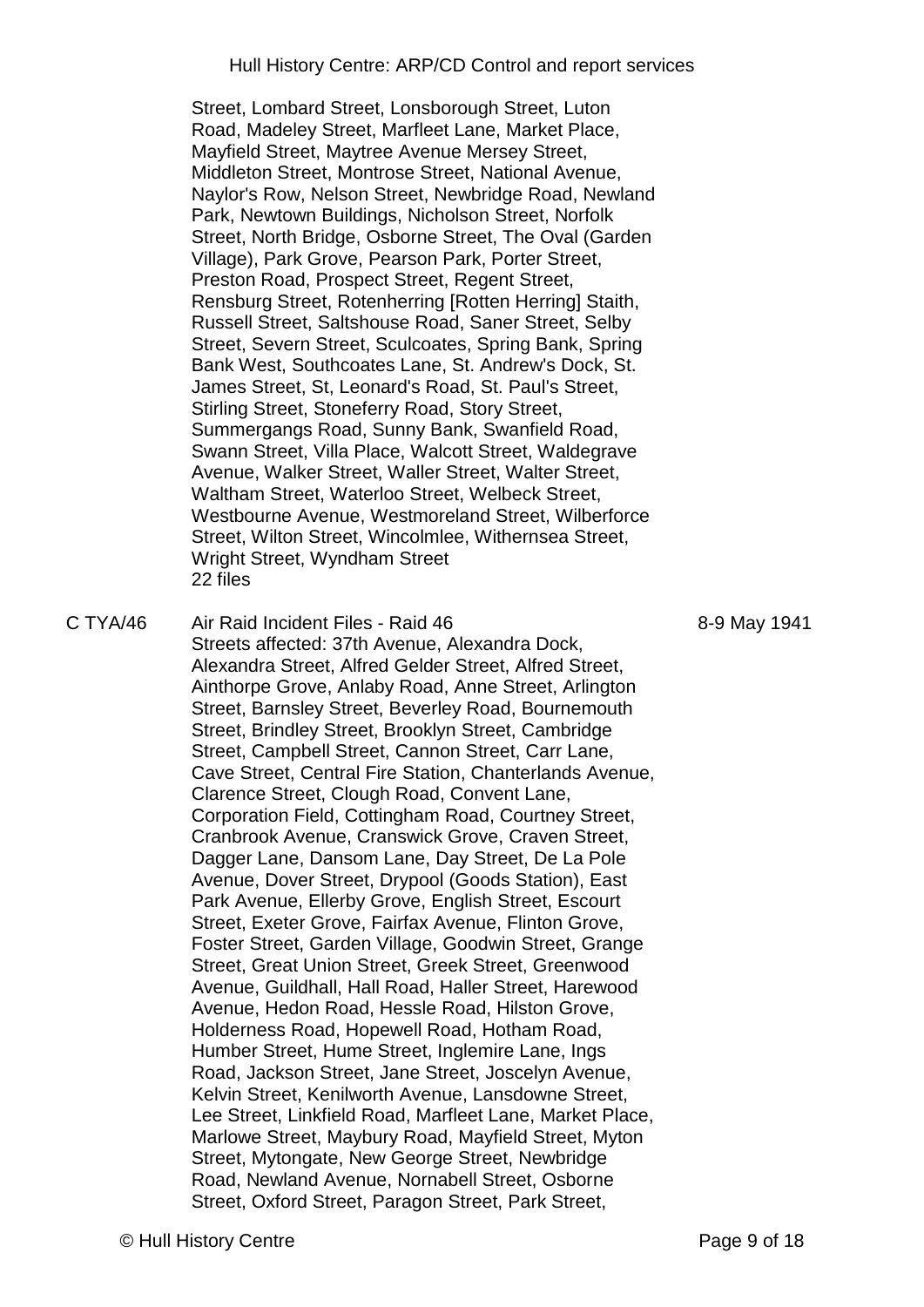Street, Lombard Street, Lonsborough Street, Luton Road, Madeley Street, Marfleet Lane, Market Place, Mayfield Street, Maytree Avenue Mersey Street, Middleton Street, Montrose Street, National Avenue, Naylor's Row, Nelson Street, Newbridge Road, Newland Park, Newtown Buildings, Nicholson Street, Norfolk Street, North Bridge, Osborne Street, The Oval (Garden Village), Park Grove, Pearson Park, Porter Street, Preston Road, Prospect Street, Regent Street, Rensburg Street, Rotenherring [Rotten Herring] Staith, Russell Street, Saltshouse Road, Saner Street, Selby Street, Severn Street, Sculcoates, Spring Bank, Spring Bank West, Southcoates Lane, St. Andrew's Dock, St. James Street, St, Leonard's Road, St. Paul's Street, Stirling Street, Stoneferry Road, Story Street, Summergangs Road, Sunny Bank, Swanfield Road, Swann Street, Villa Place, Walcott Street, Waldegrave Avenue, Walker Street, Waller Street, Walter Street, Waltham Street, Waterloo Street, Welbeck Street, Westbourne Avenue, Westmoreland Street, Wilberforce Street, Wilton Street, Wincolmlee, Withernsea Street, Wright Street, Wyndham Street
22 files

C TYA/46 Air Raid Incident Files - Raid 46 — 8-9 May 1941

Streets affected: 37th Avenue, Alexandra Dock, Alexandra Street, Alfred Gelder Street, Alfred Street, Ainthorpe Grove, Anlaby Road, Anne Street, Arlington Street, Barnsley Street, Beverley Road, Bournemouth Street, Brindley Street, Brooklyn Street, Cambridge Street, Campbell Street, Cannon Street, Carr Lane, Cave Street, Central Fire Station, Chanterlands Avenue, Clarence Street, Clough Road, Convent Lane, Corporation Field, Cottingham Road, Courtney Street, Cranbrook Avenue, Cranswick Grove, Craven Street, Dagger Lane, Dansom Lane, Day Street, De La Pole Avenue, Dover Street, Drypool (Goods Station), East Park Avenue, Ellerby Grove, English Street, Escourt Street, Exeter Grove, Fairfax Avenue, Flinton Grove, Foster Street, Garden Village, Goodwin Street, Grange Street, Great Union Street, Greek Street, Greenwood Avenue, Guildhall, Hall Road, Haller Street, Harewood Avenue, Hedon Road, Hessle Road, Hilston Grove, Holderness Road, Hopewell Road, Hotham Road, Humber Street, Hume Street, Inglemire Lane, Ings Road, Jackson Street, Jane Street, Joscelyn Avenue, Kelvin Street, Kenilworth Avenue, Lansdowne Street, Lee Street, Linkfield Road, Marfleet Lane, Market Place, Marlowe Street, Maybury Road, Mayfield Street, Myton Street, Mytongate, New George Street, Newbridge Road, Newland Avenue, Nornabell Street, Osborne Street, Oxford Street, Paragon Street, Park Street,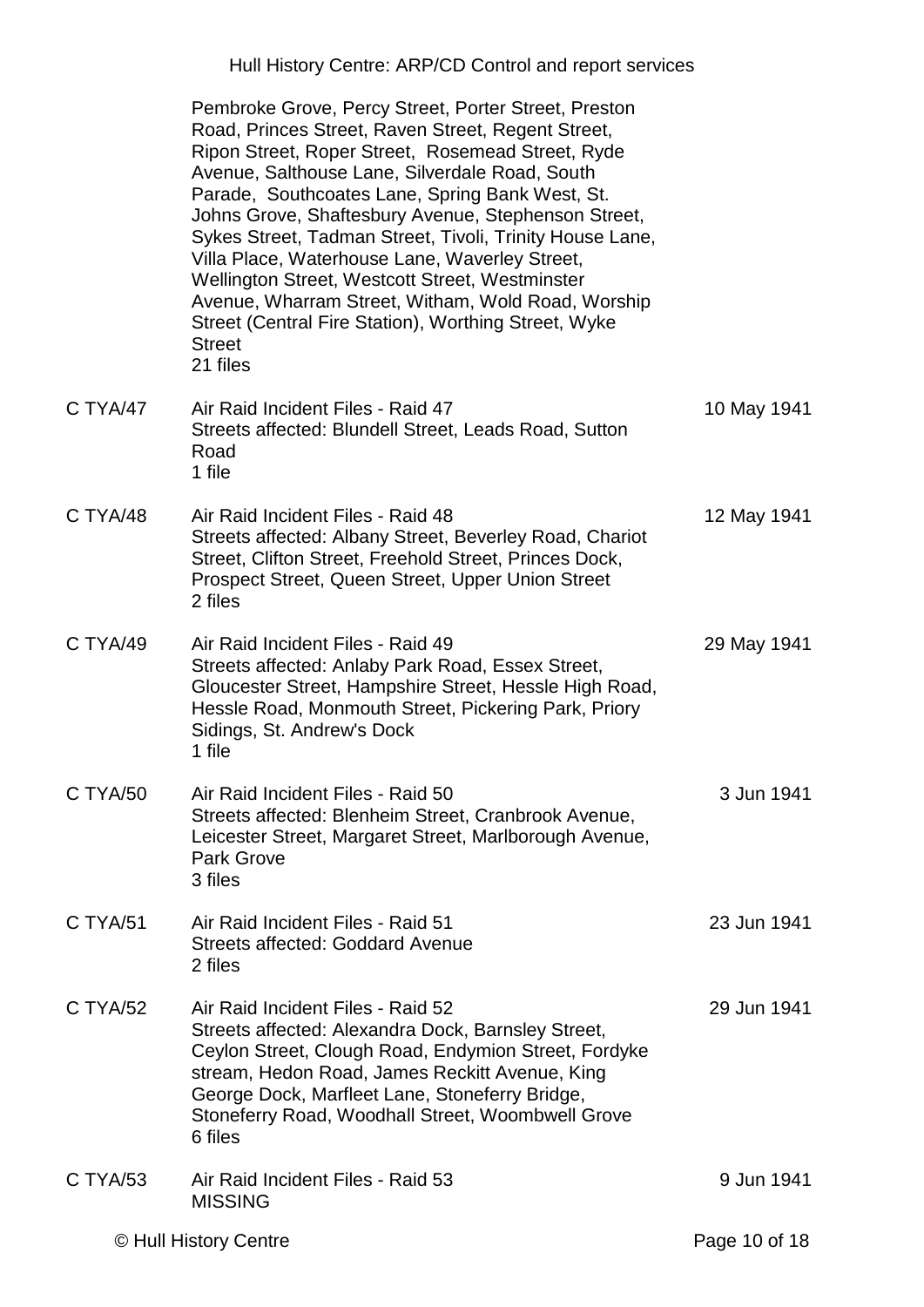Pembroke Grove, Percy Street, Porter Street, Preston Road, Princes Street, Raven Street, Regent Street, Ripon Street, Roper Street, Rosemead Street, Ryde Avenue, Salthouse Lane, Silverdale Road, South Parade, Southcoates Lane, Spring Bank West, St. Johns Grove, Shaftesbury Avenue, Stephenson Street, Sykes Street, Tadman Street, Tivoli, Trinity House Lane, Villa Place, Waterhouse Lane, Waverley Street, Wellington Street, Westcott Street, Westminster Avenue, Wharram Street, Witham, Wold Road, Worship Street (Central Fire Station), Worthing Street, Wyke Street
21 files

| | | |
|---|---|---|
| C TYA/47 | Air Raid Incident Files - Raid 47<br>Streets affected: Blundell Street, Leads Road, Sutton Road<br>1 file | 10 May 1941 |
| C TYA/48 | Air Raid Incident Files - Raid 48<br>Streets affected: Albany Street, Beverley Road, Chariot Street, Clifton Street, Freehold Street, Princes Dock, Prospect Street, Queen Street, Upper Union Street<br>2 files | 12 May 1941 |
| C TYA/49 | Air Raid Incident Files - Raid 49<br>Streets affected: Anlaby Park Road, Essex Street, Gloucester Street, Hampshire Street, Hessle High Road, Hessle Road, Monmouth Street, Pickering Park, Priory Sidings, St. Andrew's Dock<br>1 file | 29 May 1941 |
| C TYA/50 | Air Raid Incident Files - Raid 50<br>Streets affected: Blenheim Street, Cranbrook Avenue, Leicester Street, Margaret Street, Marlborough Avenue, Park Grove<br>3 files | 3 Jun 1941 |
| C TYA/51 | Air Raid Incident Files - Raid 51<br>Streets affected: Goddard Avenue<br>2 files | 23 Jun 1941 |
| C TYA/52 | Air Raid Incident Files - Raid 52<br>Streets affected: Alexandra Dock, Barnsley Street, Ceylon Street, Clough Road, Endymion Street, Fordyke stream, Hedon Road, James Reckitt Avenue, King George Dock, Marfleet Lane, Stoneferry Bridge, Stoneferry Road, Woodhall Street, Woombwell Grove<br>6 files | 29 Jun 1941 |
| C TYA/53 | Air Raid Incident Files - Raid 53<br>MISSING | 9 Jun 1941 |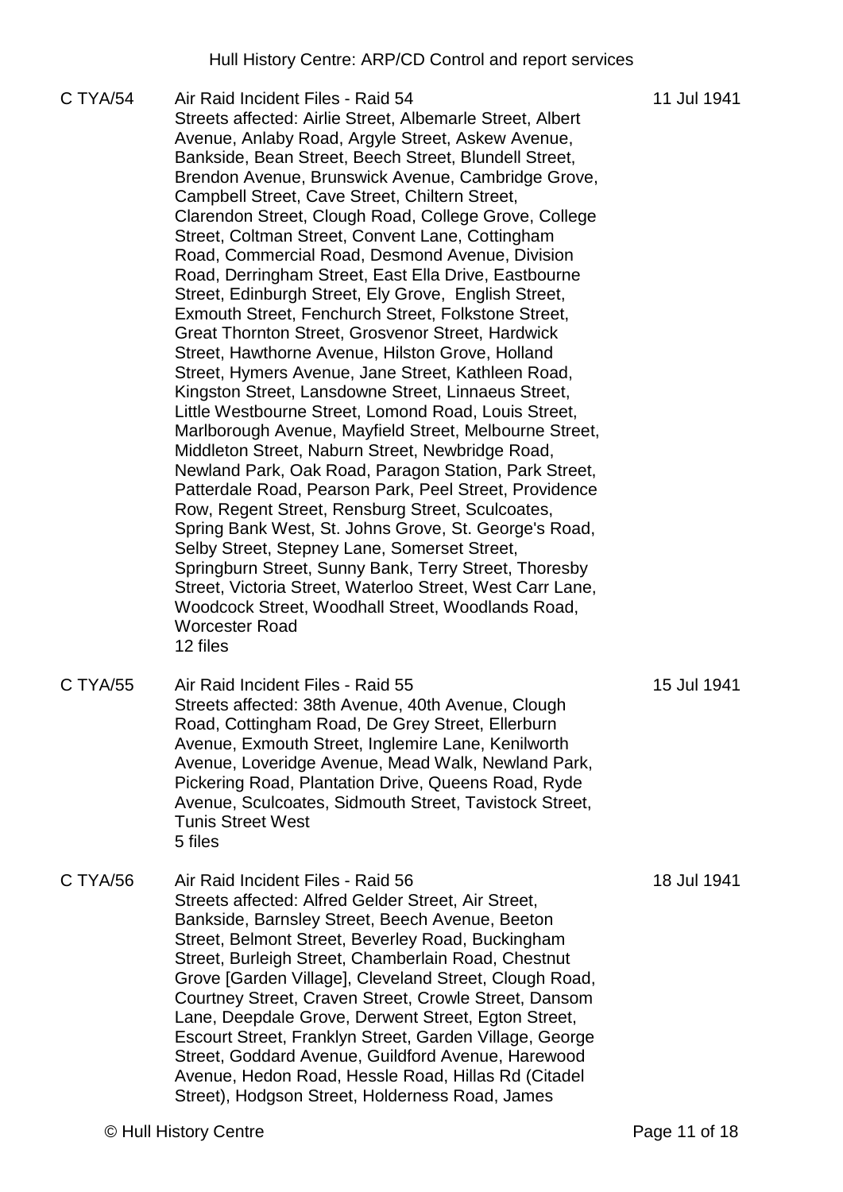| | | |
|---|---|---|
| C TYA/54 | Air Raid Incident Files - Raid 54<br>Streets affected: Airlie Street, Albemarle Street, Albert Avenue, Anlaby Road, Argyle Street, Askew Avenue, Bankside, Bean Street, Beech Street, Blundell Street, Brendon Avenue, Brunswick Avenue, Cambridge Grove, Campbell Street, Cave Street, Chiltern Street, Clarendon Street, Clough Road, College Grove, College Street, Coltman Street, Convent Lane, Cottingham Road, Commercial Road, Desmond Avenue, Division Road, Derringham Street, East Ella Drive, Eastbourne Street, Edinburgh Street, Ely Grove, English Street, Exmouth Street, Fenchurch Street, Folkstone Street, Great Thornton Street, Grosvenor Street, Hardwick Street, Hawthorne Avenue, Hilston Grove, Holland Street, Hymers Avenue, Jane Street, Kathleen Road, Kingston Street, Lansdowne Street, Linnaeus Street, Little Westbourne Street, Lomond Road, Louis Street, Marlborough Avenue, Mayfield Street, Melbourne Street, Middleton Street, Naburn Street, Newbridge Road, Newland Park, Oak Road, Paragon Station, Park Street, Patterdale Road, Pearson Park, Peel Street, Providence Row, Regent Street, Rensburg Street, Sculcoates, Spring Bank West, St. Johns Grove, St. George's Road, Selby Street, Stepney Lane, Somerset Street, Springburn Street, Sunny Bank, Terry Street, Thoresby Street, Victoria Street, Waterloo Street, West Carr Lane, Woodcock Street, Woodhall Street, Woodlands Road, Worcester Road<br>12 files | 11 Jul 1941 |
| C TYA/55 | Air Raid Incident Files - Raid 55<br>Streets affected: 38th Avenue, 40th Avenue, Clough Road, Cottingham Road, De Grey Street, Ellerburn Avenue, Exmouth Street, Inglemire Lane, Kenilworth Avenue, Loveridge Avenue, Mead Walk, Newland Park, Pickering Road, Plantation Drive, Queens Road, Ryde Avenue, Sculcoates, Sidmouth Street, Tavistock Street, Tunis Street West<br>5 files | 15 Jul 1941 |
| C TYA/56 | Air Raid Incident Files - Raid 56<br>Streets affected: Alfred Gelder Street, Air Street, Bankside, Barnsley Street, Beech Avenue, Beeton Street, Belmont Street, Beverley Road, Buckingham Street, Burleigh Street, Chamberlain Road, Chestnut Grove [Garden Village], Cleveland Street, Clough Road, Courtney Street, Craven Street, Crowle Street, Dansom Lane, Deepdale Grove, Derwent Street, Egton Street, Escourt Street, Franklyn Street, Garden Village, George Street, Goddard Avenue, Guildford Avenue, Harewood Avenue, Hedon Road, Hessle Road, Hillas Rd (Citadel Street), Hodgson Street, Holderness Road, James | 18 Jul 1941 |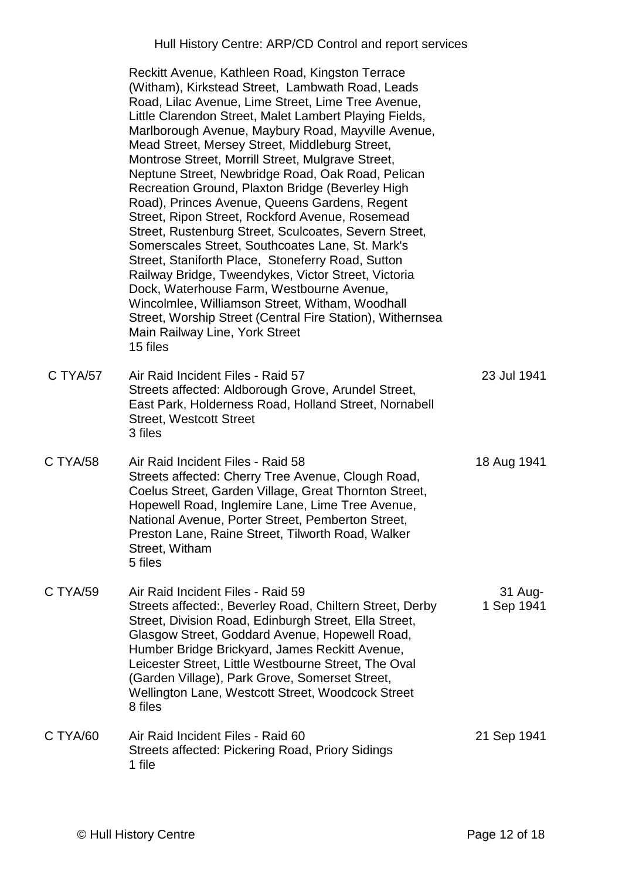| | | |
|---|---|---|
| | Reckitt Avenue, Kathleen Road, Kingston Terrace (Witham), Kirkstead Street, Lambwath Road, Leads Road, Lilac Avenue, Lime Street, Lime Tree Avenue, Little Clarendon Street, Malet Lambert Playing Fields, Marlborough Avenue, Maybury Road, Mayville Avenue, Mead Street, Mersey Street, Middleburg Street, Montrose Street, Morrill Street, Mulgrave Street, Neptune Street, Newbridge Road, Oak Road, Pelican Recreation Ground, Plaxton Bridge (Beverley High Road), Princes Avenue, Queens Gardens, Regent Street, Ripon Street, Rockford Avenue, Rosemead Street, Rustenburg Street, Sculcoates, Severn Street, Somerscales Street, Southcoates Lane, St. Mark's Street, Staniforth Place, Stoneferry Road, Sutton Railway Bridge, Tweendykes, Victor Street, Victoria Dock, Waterhouse Farm, Westbourne Avenue, Wincolmlee, Williamson Street, Witham, Woodhall Street, Worship Street (Central Fire Station), Withernsea Main Railway Line, York Street<br>15 files | |
| C TYA/57 | Air Raid Incident Files - Raid 57<br>Streets affected: Aldborough Grove, Arundel Street, East Park, Holderness Road, Holland Street, Nornabell Street, Westcott Street<br>3 files | 23 Jul 1941 |
| C TYA/58 | Air Raid Incident Files - Raid 58<br>Streets affected: Cherry Tree Avenue, Clough Road, Coelus Street, Garden Village, Great Thornton Street, Hopewell Road, Inglemire Lane, Lime Tree Avenue, National Avenue, Porter Street, Pemberton Street, Preston Lane, Raine Street, Tilworth Road, Walker Street, Witham<br>5 files | 18 Aug 1941 |
| C TYA/59 | Air Raid Incident Files - Raid 59<br>Streets affected:, Beverley Road, Chiltern Street, Derby Street, Division Road, Edinburgh Street, Ella Street, Glasgow Street, Goddard Avenue, Hopewell Road, Humber Bridge Brickyard, James Reckitt Avenue, Leicester Street, Little Westbourne Street, The Oval (Garden Village), Park Grove, Somerset Street, Wellington Lane, Westcott Street, Woodcock Street<br>8 files | 31 Aug-1 Sep 1941 |
| C TYA/60 | Air Raid Incident Files - Raid 60<br>Streets affected: Pickering Road, Priory Sidings<br>1 file | 21 Sep 1941 |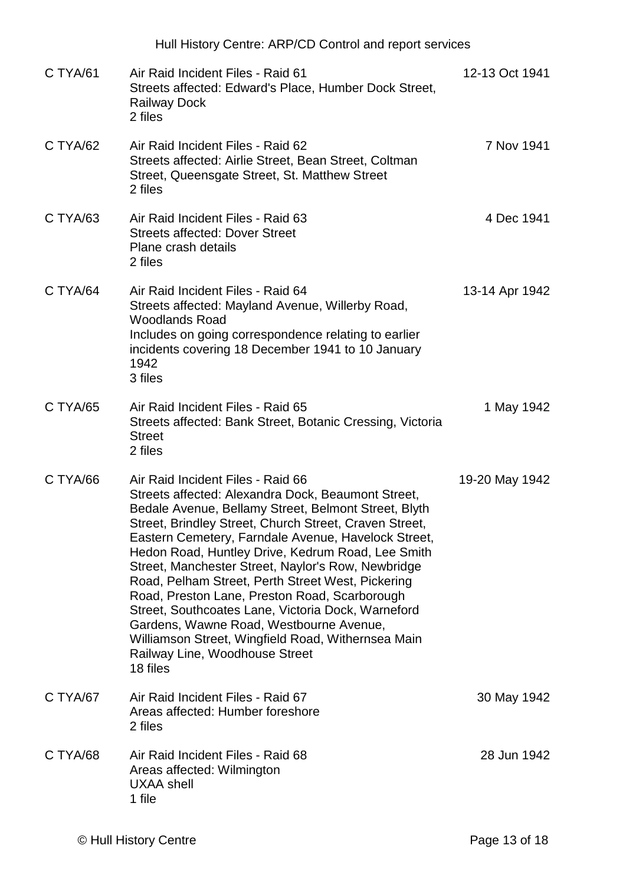| | | |
|---|---|---|
| C TYA/61 | Air Raid Incident Files - Raid 61<br>Streets affected: Edward's Place, Humber Dock Street, Railway Dock<br>2 files | 12-13 Oct 1941 |
| C TYA/62 | Air Raid Incident Files - Raid 62<br>Streets affected: Airlie Street, Bean Street, Coltman Street, Queensgate Street, St. Matthew Street<br>2 files | 7 Nov 1941 |
| C TYA/63 | Air Raid Incident Files - Raid 63<br>Streets affected: Dover Street<br>Plane crash details<br>2 files | 4 Dec 1941 |
| C TYA/64 | Air Raid Incident Files - Raid 64<br>Streets affected: Mayland Avenue, Willerby Road, Woodlands Road<br>Includes on going correspondence relating to earlier incidents covering 18 December 1941 to 10 January 1942<br>3 files | 13-14 Apr 1942 |
| C TYA/65 | Air Raid Incident Files - Raid 65<br>Streets affected: Bank Street, Botanic Cressing, Victoria Street<br>2 files | 1 May 1942 |
| C TYA/66 | Air Raid Incident Files - Raid 66<br>Streets affected: Alexandra Dock, Beaumont Street, Bedale Avenue, Bellamy Street, Belmont Street, Blyth Street, Brindley Street, Church Street, Craven Street, Eastern Cemetery, Farndale Avenue, Havelock Street, Hedon Road, Huntley Drive, Kedrum Road, Lee Smith Street, Manchester Street, Naylor's Row, Newbridge Road, Pelham Street, Perth Street West, Pickering Road, Preston Lane, Preston Road, Scarborough Street, Southcoates Lane, Victoria Dock, Warneford Gardens, Wawne Road, Westbourne Avenue, Williamson Street, Wingfield Road, Withernsea Main Railway Line, Woodhouse Street<br>18 files | 19-20 May 1942 |
| C TYA/67 | Air Raid Incident Files - Raid 67<br>Areas affected: Humber foreshore<br>2 files | 30 May 1942 |
| C TYA/68 | Air Raid Incident Files - Raid 68<br>Areas affected: Wilmington<br>UXAA shell<br>1 file | 28 Jun 1942 |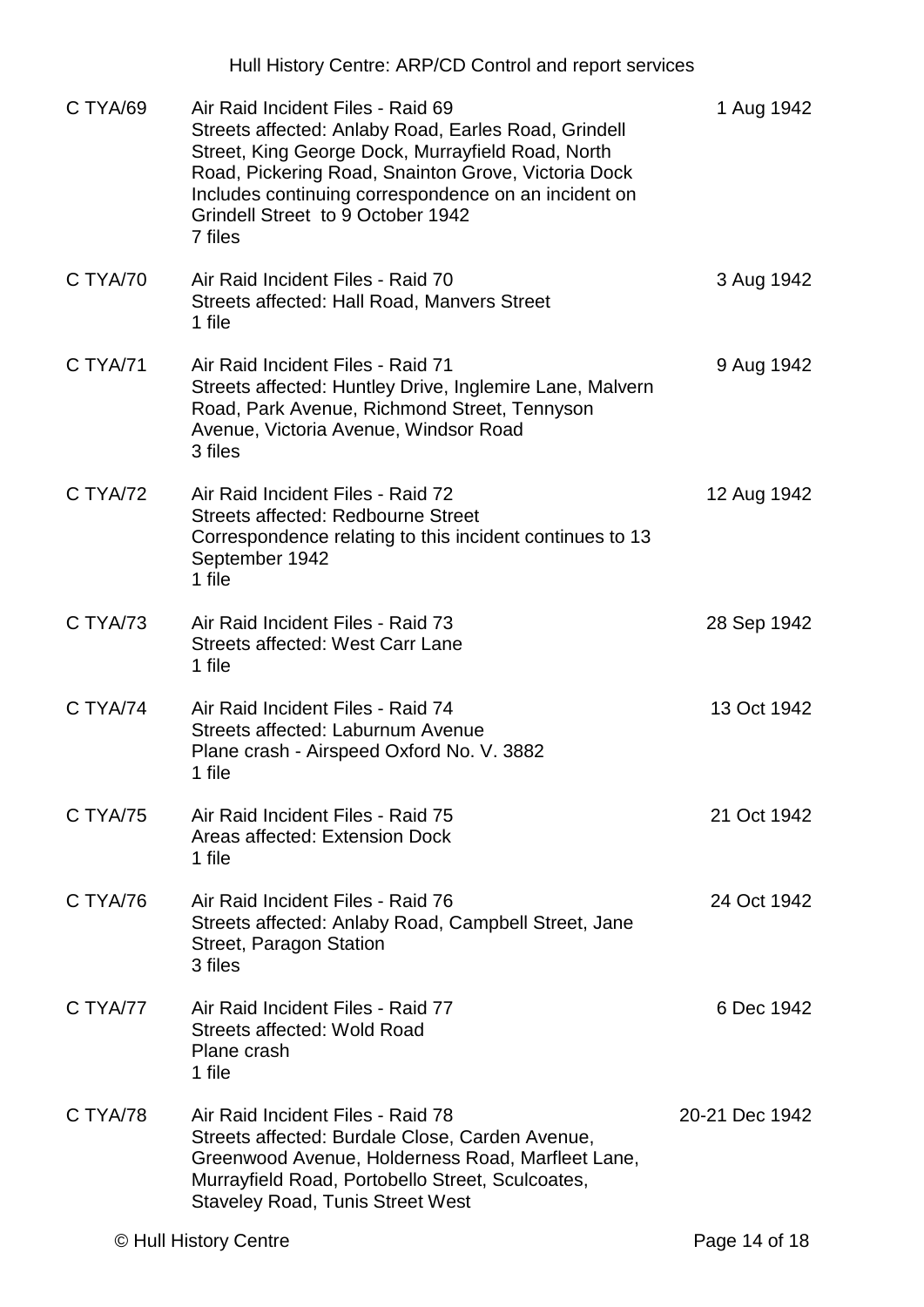| | | |
|---|---|---|
| C TYA/69 | Air Raid Incident Files - Raid 69<br>Streets affected: Anlaby Road, Earles Road, Grindell Street, King George Dock, Murrayfield Road, North Road, Pickering Road, Snainton Grove, Victoria Dock<br>Includes continuing correspondence on an incident on Grindell Street to 9 October 1942<br>7 files | 1 Aug 1942 |
| C TYA/70 | Air Raid Incident Files - Raid 70<br>Streets affected: Hall Road, Manvers Street<br>1 file | 3 Aug 1942 |
| C TYA/71 | Air Raid Incident Files - Raid 71<br>Streets affected: Huntley Drive, Inglemire Lane, Malvern Road, Park Avenue, Richmond Street, Tennyson Avenue, Victoria Avenue, Windsor Road<br>3 files | 9 Aug 1942 |
| C TYA/72 | Air Raid Incident Files - Raid 72<br>Streets affected: Redbourne Street<br>Correspondence relating to this incident continues to 13 September 1942<br>1 file | 12 Aug 1942 |
| C TYA/73 | Air Raid Incident Files - Raid 73<br>Streets affected: West Carr Lane<br>1 file | 28 Sep 1942 |
| C TYA/74 | Air Raid Incident Files - Raid 74<br>Streets affected: Laburnum Avenue<br>Plane crash - Airspeed Oxford No. V. 3882<br>1 file | 13 Oct 1942 |
| C TYA/75 | Air Raid Incident Files - Raid 75<br>Areas affected: Extension Dock<br>1 file | 21 Oct 1942 |
| C TYA/76 | Air Raid Incident Files - Raid 76<br>Streets affected: Anlaby Road, Campbell Street, Jane Street, Paragon Station<br>3 files | 24 Oct 1942 |
| C TYA/77 | Air Raid Incident Files - Raid 77<br>Streets affected: Wold Road<br>Plane crash<br>1 file | 6 Dec 1942 |
| C TYA/78 | Air Raid Incident Files - Raid 78<br>Streets affected: Burdale Close, Carden Avenue, Greenwood Avenue, Holderness Road, Marfleet Lane, Murrayfield Road, Portobello Street, Sculcoates, Staveley Road, Tunis Street West | 20-21 Dec 1942 |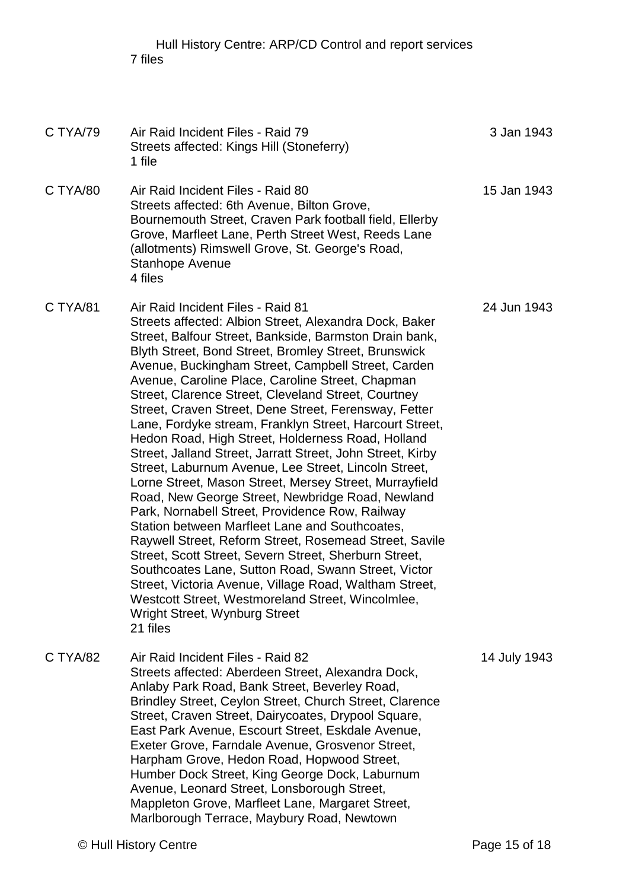Hull History Centre: ARP/CD Control and report services
7 files

| | | |
|---|---|---|
| C TYA/79 | Air Raid Incident Files - Raid 79<br>Streets affected: Kings Hill (Stoneferry)<br>1 file | 3 Jan 1943 |
| C TYA/80 | Air Raid Incident Files - Raid 80<br>Streets affected: 6th Avenue, Bilton Grove, Bournemouth Street, Craven Park football field, Ellerby Grove, Marfleet Lane, Perth Street West, Reeds Lane (allotments) Rimswell Grove, St. George's Road, Stanhope Avenue<br>4 files | 15 Jan 1943 |
| C TYA/81 | Air Raid Incident Files - Raid 81<br>Streets affected: Albion Street, Alexandra Dock, Baker Street, Balfour Street, Bankside, Barmston Drain bank, Blyth Street, Bond Street, Bromley Street, Brunswick Avenue, Buckingham Street, Campbell Street, Carden Avenue, Caroline Place, Caroline Street, Chapman Street, Clarence Street, Cleveland Street, Courtney Street, Craven Street, Dene Street, Ferensway, Fetter Lane, Fordyke stream, Franklyn Street, Harcourt Street, Hedon Road, High Street, Holderness Road, Holland Street, Jalland Street, Jarratt Street, John Street, Kirby Street, Laburnum Avenue, Lee Street, Lincoln Street, Lorne Street, Mason Street, Mersey Street, Murrayfield Road, New George Street, Newbridge Road, Newland Park, Nornabell Street, Providence Row, Railway Station between Marfleet Lane and Southcoates, Raywell Street, Reform Street, Rosemead Street, Savile Street, Scott Street, Severn Street, Sherburn Street, Southcoates Lane, Sutton Road, Swann Street, Victor Street, Victoria Avenue, Village Road, Waltham Street, Westcott Street, Westmoreland Street, Wincolmlee, Wright Street, Wynburg Street<br>21 files | 24 Jun 1943 |
| C TYA/82 | Air Raid Incident Files - Raid 82<br>Streets affected: Aberdeen Street, Alexandra Dock, Anlaby Park Road, Bank Street, Beverley Road, Brindley Street, Ceylon Street, Church Street, Clarence Street, Craven Street, Dairycoates, Drypool Square, East Park Avenue, Escourt Street, Eskdale Avenue, Exeter Grove, Farndale Avenue, Grosvenor Street, Harpham Grove, Hedon Road, Hopwood Street, Humber Dock Street, King George Dock, Laburnum Avenue, Leonard Street, Lonsborough Street, Mappleton Grove, Marfleet Lane, Margaret Street, Marlborough Terrace, Maybury Road, Newtown | 14 July 1943 |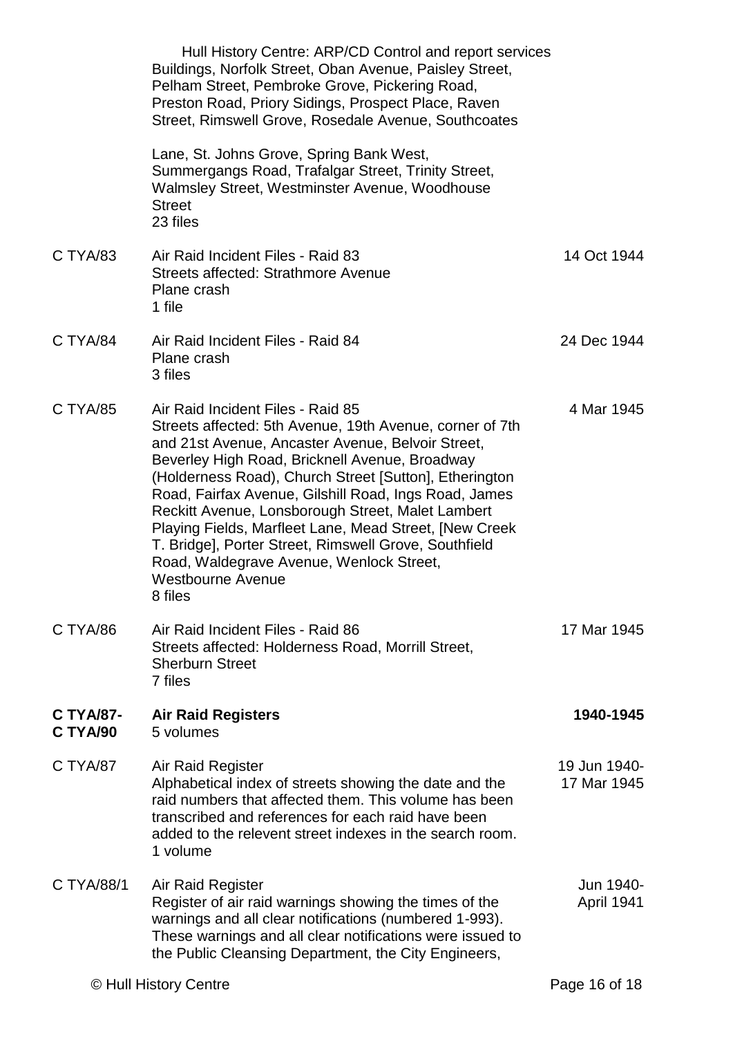Hull History Centre: ARP/CD Control and report services

Buildings, Norfolk Street, Oban Avenue, Paisley Street, Pelham Street, Pembroke Grove, Pickering Road, Preston Road, Priory Sidings, Prospect Place, Raven Street, Rimswell Grove, Rosedale Avenue, Southcoates Lane, St. Johns Grove, Spring Bank West, Summergangs Road, Trafalgar Street, Trinity Street, Walmsley Street, Westminster Avenue, Woodhouse Street
23 files

| | | |
|---|---|---|
| C TYA/83 | Air Raid Incident Files - Raid 83<br>Streets affected: Strathmore Avenue<br>Plane crash<br>1 file | 14 Oct 1944 |
| C TYA/84 | Air Raid Incident Files - Raid 84<br>Plane crash<br>3 files | 24 Dec 1944 |
| C TYA/85 | Air Raid Incident Files - Raid 85<br>Streets affected: 5th Avenue, 19th Avenue, corner of 7th and 21st Avenue, Ancaster Avenue, Belvoir Street, Beverley High Road, Bricknell Avenue, Broadway (Holderness Road), Church Street [Sutton], Etherington Road, Fairfax Avenue, Gilshill Road, Ings Road, James Reckitt Avenue, Lonsborough Street, Malet Lambert Playing Fields, Marfleet Lane, Mead Street, [New Creek T. Bridge], Porter Street, Rimswell Grove, Southfield Road, Waldegrave Avenue, Wenlock Street, Westbourne Avenue<br>8 files | 4 Mar 1945 |
| C TYA/86 | Air Raid Incident Files - Raid 86<br>Streets affected: Holderness Road, Morrill Street, Sherburn Street<br>7 files | 17 Mar 1945 |
| **C TYA/87-C TYA/90** | **Air Raid Registers**<br>5 volumes | **1940-1945** |
| C TYA/87 | Air Raid Register<br>Alphabetical index of streets showing the date and the raid numbers that affected them. This volume has been transcribed and references for each raid have been added to the relevent street indexes in the search room.<br>1 volume | 19 Jun 1940-17 Mar 1945 |
| C TYA/88/1 | Air Raid Register<br>Register of air raid warnings showing the times of the warnings and all clear notifications (numbered 1-993). These warnings and all clear notifications were issued to the Public Cleansing Department, the City Engineers, | Jun 1940-April 1941 |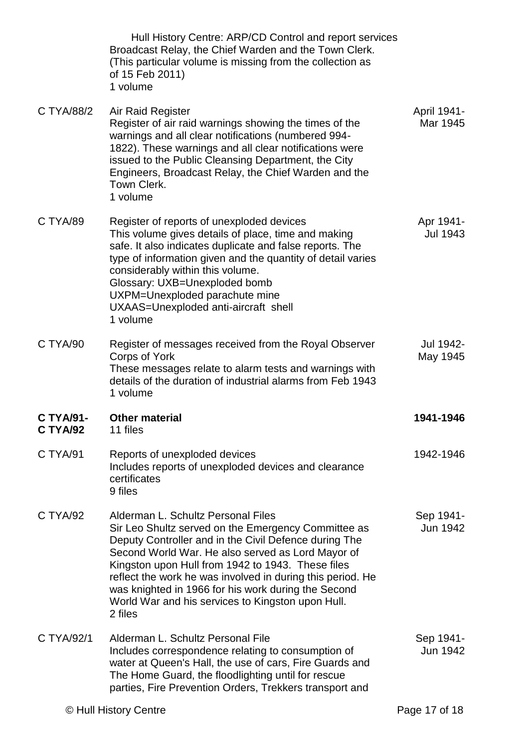Hull History Centre: ARP/CD Control and report services Broadcast Relay, the Chief Warden and the Town Clerk. (This particular volume is missing from the collection as of 15 Feb 2011)
1 volume

| Reference | Description | Dates |
|---|---|---|
| C TYA/88/2 | Air Raid Register<br>Register of air raid warnings showing the times of the warnings and all clear notifications (numbered 994-1822). These warnings and all clear notifications were issued to the Public Cleansing Department, the City Engineers, Broadcast Relay, the Chief Warden and the Town Clerk.<br>1 volume | April 1941-Mar 1945 |
| C TYA/89 | Register of reports of unexploded devices<br>This volume gives details of place, time and making safe. It also indicates duplicate and false reports. The type of information given and the quantity of detail varies considerably within this volume.<br>Glossary: UXB=Unexploded bomb<br>UXPM=Unexploded parachute mine<br>UXAAS=Unexploded anti-aircraft shell<br>1 volume | Apr 1941-Jul 1943 |
| C TYA/90 | Register of messages received from the Royal Observer Corps of York<br>These messages relate to alarm tests and warnings with details of the duration of industrial alarms from Feb 1943<br>1 volume | Jul 1942-May 1945 |
| **C TYA/91-C TYA/92** | **Other material**<br>11 files | **1941-1946** |
| C TYA/91 | Reports of unexploded devices<br>Includes reports of unexploded devices and clearance certificates<br>9 files | 1942-1946 |
| C TYA/92 | Alderman L. Schultz Personal Files<br>Sir Leo Shultz served on the Emergency Committee as Deputy Controller and in the Civil Defence during The Second World War. He also served as Lord Mayor of Kingston upon Hull from 1942 to 1943. These files reflect the work he was involved in during this period. He was knighted in 1966 for his work during the Second World War and his services to Kingston upon Hull.<br>2 files | Sep 1941-Jun 1942 |
| C TYA/92/1 | Alderman L. Schultz Personal File<br>Includes correspondence relating to consumption of water at Queen's Hall, the use of cars, Fire Guards and The Home Guard, the floodlighting until for rescue parties, Fire Prevention Orders, Trekkers transport and | Sep 1941-Jun 1942 |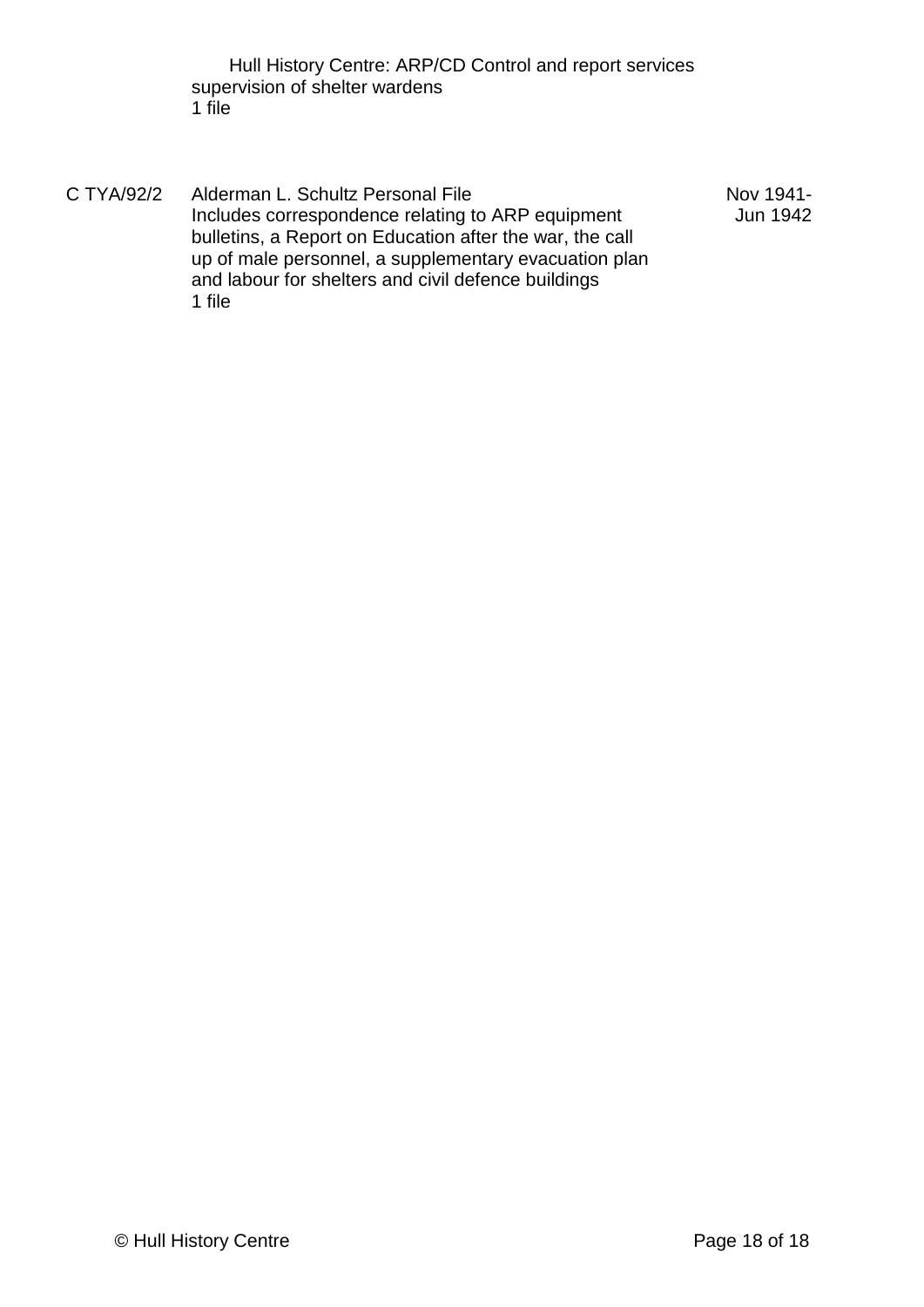Hull History Centre: ARP/CD Control and report services supervision of shelter wardens
1 file

| | | |
|---|---|---|
| C TYA/92/2 | Alderman L. Schultz Personal File<br>Includes correspondence relating to ARP equipment bulletins, a Report on Education after the war, the call up of male personnel, a supplementary evacuation plan and labour for shelters and civil defence buildings<br>1 file | Nov 1941-Jun 1942 |